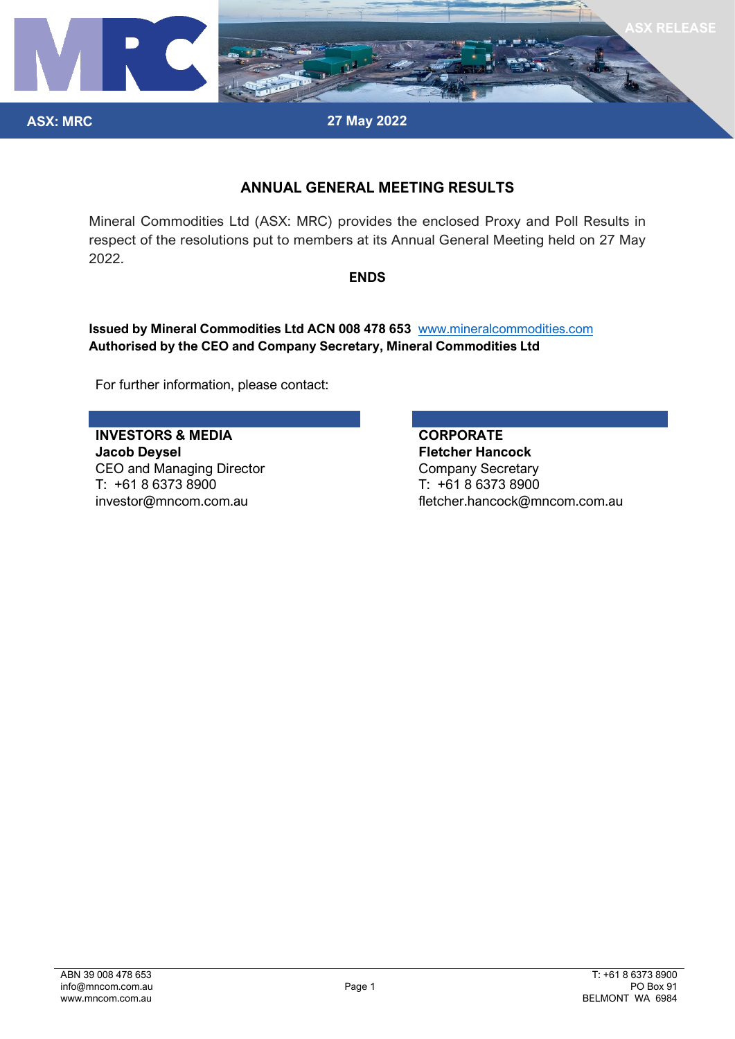ASX RELEASE

ASX: MRC

27 May 2022

# ANNUAL GENERAL MEETING RESULTS

Mineral Commodities Ltd (ASX: MRC) provides the enclosed Proxy and Poll Results in respect of the resolutions put to members at its Annual General Meeting held on 27 May 2022.

**ENDS**

**Issued by Mineral Commodities Ltd ACN 008 478 653** www.mineralcommodities.com
**Authorised by the CEO and Company Secretary, Mineral Commodities Ltd**

For further information, please contact:

**INVESTORS & MEDIA**
**Jacob Deysel**
CEO and Managing Director
T: +61 8 6373 8900
investor@mncom.com.au

**CORPORATE**
**Fletcher Hancock**
Company Secretary
T: +61 8 6373 8900
fletcher.hancock@mncom.com.au

ABN 39 008 478 653
info@mncom.com.au
www.mncom.com.au

T: +61 8 6373 8900
PO Box 91
BELMONT WA 6984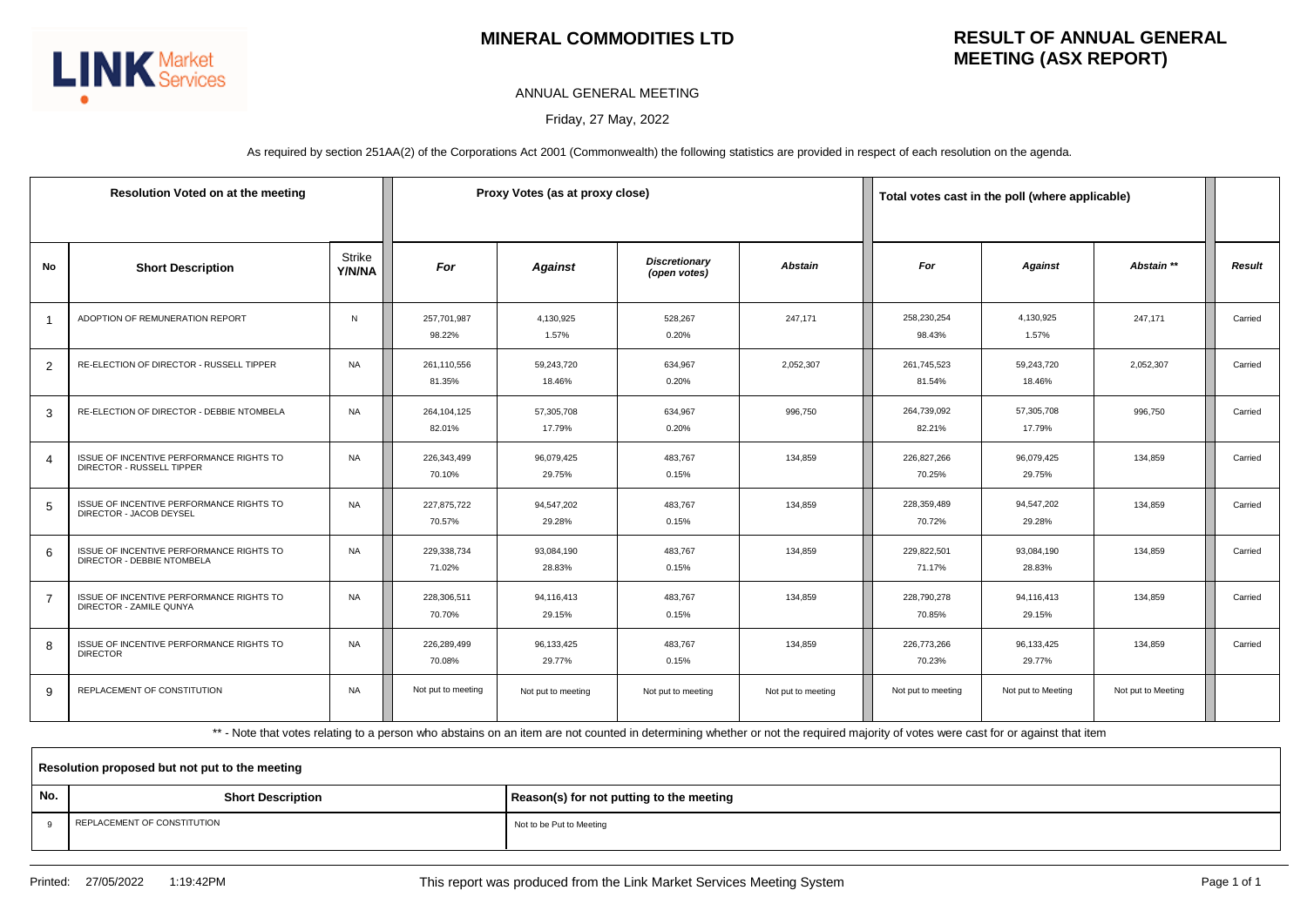# MINERAL COMMODITIES LTD

## RESULT OF ANNUAL GENERAL MEETING (ASX REPORT)

ANNUAL GENERAL MEETING

Friday, 27 May, 2022

As required by section 251AA(2) of the Corporations Act 2001 (Commonwealth) the following statistics are provided in respect of each resolution on the agenda.

| Resolution Voted on at the meeting | | | Proxy Votes (as at proxy close) | | | | Total votes cast in the poll (where applicable) | | | |
|---|---|---|---|---|---|---|---|---|---|---|
| **No** | **Short Description** | **Strike Y/N/NA** | ***For*** | ***Against*** | ***Discretionary (open votes)*** | ***Abstain*** | ***For*** | ***Against*** | ***Abstain \*\**** | ***Result*** |
| 1 | ADOPTION OF REMUNERATION REPORT | N | 257,701,987 98.22% | 4,130,925 1.57% | 528,267 0.20% | 247,171 | 258,230,254 98.43% | 4,130,925 1.57% | 247,171 | Carried |
| 2 | RE-ELECTION OF DIRECTOR - RUSSELL TIPPER | NA | 261,110,556 81.35% | 59,243,720 18.46% | 634,967 0.20% | 2,052,307 | 261,745,523 81.54% | 59,243,720 18.46% | 2,052,307 | Carried |
| 3 | RE-ELECTION OF DIRECTOR - DEBBIE NTOMBELA | NA | 264,104,125 82.01% | 57,305,708 17.79% | 634,967 0.20% | 996,750 | 264,739,092 82.21% | 57,305,708 17.79% | 996,750 | Carried |
| 4 | ISSUE OF INCENTIVE PERFORMANCE RIGHTS TO DIRECTOR - RUSSELL TIPPER | NA | 226,343,499 70.10% | 96,079,425 29.75% | 483,767 0.15% | 134,859 | 226,827,266 70.25% | 96,079,425 29.75% | 134,859 | Carried |
| 5 | ISSUE OF INCENTIVE PERFORMANCE RIGHTS TO DIRECTOR - JACOB DEYSEL | NA | 227,875,722 70.57% | 94,547,202 29.28% | 483,767 0.15% | 134,859 | 228,359,489 70.72% | 94,547,202 29.28% | 134,859 | Carried |
| 6 | ISSUE OF INCENTIVE PERFORMANCE RIGHTS TO DIRECTOR - DEBBIE NTOMBELA | NA | 229,338,734 71.02% | 93,084,190 28.83% | 483,767 0.15% | 134,859 | 229,822,501 71.17% | 93,084,190 28.83% | 134,859 | Carried |
| 7 | ISSUE OF INCENTIVE PERFORMANCE RIGHTS TO DIRECTOR - ZAMILE QUNYA | NA | 228,306,511 70.70% | 94,116,413 29.15% | 483,767 0.15% | 134,859 | 228,790,278 70.85% | 94,116,413 29.15% | 134,859 | Carried |
| 8 | ISSUE OF INCENTIVE PERFORMANCE RIGHTS TO DIRECTOR | NA | 226,289,499 70.08% | 96,133,425 29.77% | 483,767 0.15% | 134,859 | 226,773,266 70.23% | 96,133,425 29.77% | 134,859 | Carried |
| 9 | REPLACEMENT OF CONSTITUTION | NA | Not put to meeting | Not put to meeting | Not put to meeting | Not put to meeting | Not put to meeting | Not put to Meeting | Not put to Meeting | |

\*\* - Note that votes relating to a person who abstains on an item are not counted in determining whether or not the required majority of votes were cast for or against that item

| Resolution proposed but not put to the meeting | | |
|---|---|---|
| **No.** | **Short Description** | **Reason(s) for not putting to the meeting** |
| 9 | REPLACEMENT OF CONSTITUTION | Not to be Put to Meeting |

Printed: 27/05/2022 1:19:42PM

This report was produced from the Link Market Services Meeting System